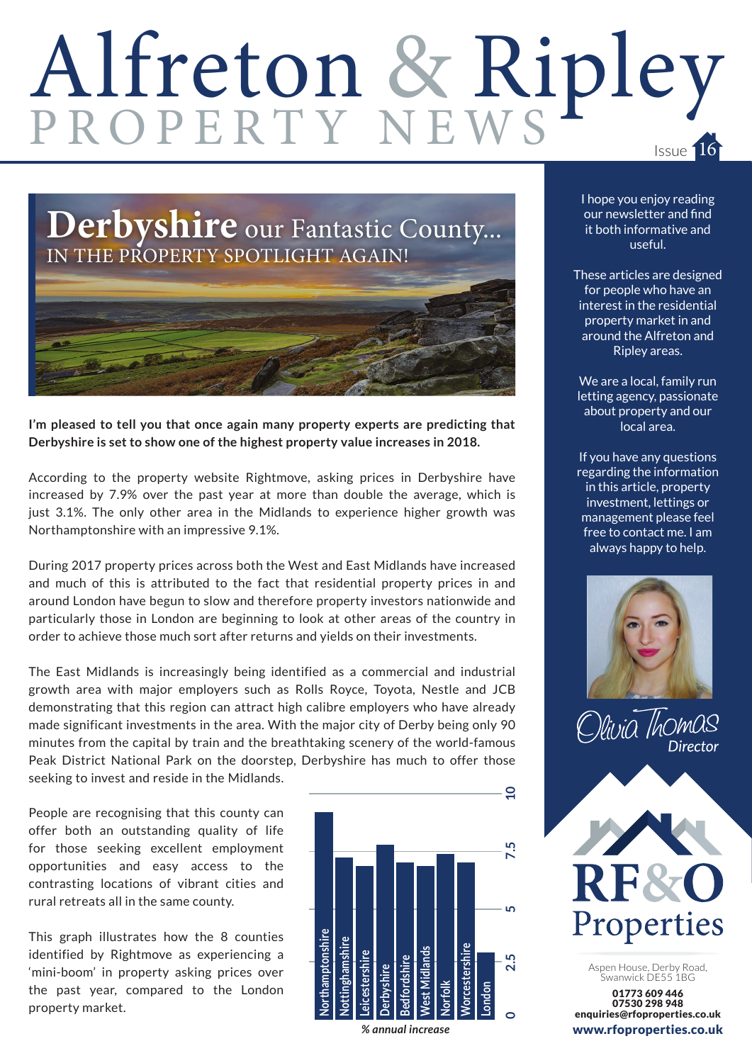# Alfreton & Ripley PROPERTY NEWS

Issue 16

## Derbyshire our Fantastic County... IN THE PROPERTY SPOTLIGHT AGAIN!

**I'm pleased to tell you that once again many property experts are predicting that Derbyshire is set to show one of the highest property value increases in 2018.**

According to the property website Rightmove, asking prices in Derbyshire have increased by 7.9% over the past year at more than double the average, which is just 3.1%. The only other area in the Midlands to experience higher growth was Northamptonshire with an impressive 9.1%.

During 2017 property prices across both the West and East Midlands have increased and much of this is attributed to the fact that residential property prices in and around London have begun to slow and therefore property investors nationwide and particularly those in London are beginning to look at other areas of the country in order to achieve those much sort after returns and yields on their investments.

The East Midlands is increasingly being identified as a commercial and industrial growth area with major employers such as Rolls Royce, Toyota, Nestle and JCB demonstrating that this region can attract high calibre employers who have already made significant investments in the area. With the major city of Derby being only 90 minutes from the capital by train and the breathtaking scenery of the world-famous Peak District National Park on the doorstep, Derbyshire has much to offer those seeking to invest and reside in the Midlands.

People are recognising that this county can offer both an outstanding quality of life for those seeking excellent employment opportunities and easy access to the contrasting locations of vibrant cities and rural retreats all in the same county.

This graph illustrates how the 8 counties identified by Rightmove as experiencing a 'mini-boom' in property asking prices over the past year, compared to the London property market.

Chart axis: 0, 2.5, 5, 7.5, 10 — Northamptonshire, Nottinghamshire, Leicestershire, Derbyshire, Bedfordshire, West Midlands, Norfolk, Worcestershire, London

*% annual increase*

I hope you enjoy reading our newsletter and find it both informative and useful.

These articles are designed for people who have an interest in the residential property market in and around the Alfreton and Ripley areas.

We are a local, family run letting agency, passionate about property and our local area.

If you have any questions regarding the information in this article, property investment, lettings or management please feel free to contact me. I am always happy to help.

Olivia Thomas
*Director*

RF&O Properties

Aspen House, Derby Road, Swanwick DE55 1BG

**01773 609 446**
**07530 298 948**
**enquiries@rfoproperties.co.uk**
**www.rfoproperties.co.uk**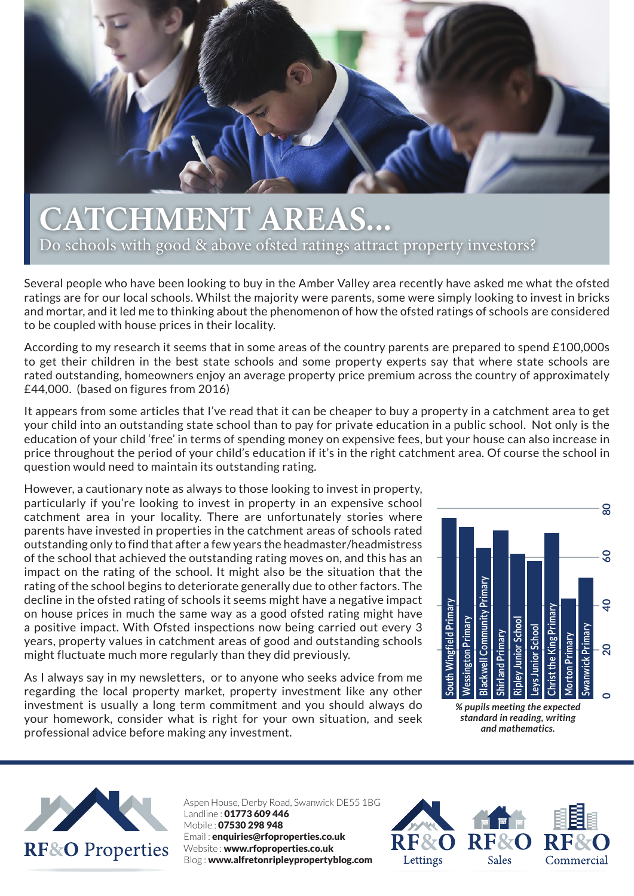# CATCHMENT AREAS...

## Do schools with good & above ofsted ratings attract property investors?

Several people who have been looking to buy in the Amber Valley area recently have asked me what the ofsted ratings are for our local schools. Whilst the majority were parents, some were simply looking to invest in bricks and mortar, and it led me to thinking about the phenomenon of how the ofsted ratings of schools are considered to be coupled with house prices in their locality.

According to my research it seems that in some areas of the country parents are prepared to spend £100,000s to get their children in the best state schools and some property experts say that where state schools are rated outstanding, homeowners enjoy an average property price premium across the country of approximately £44,000. (based on figures from 2016)

It appears from some articles that I've read that it can be cheaper to buy a property in a catchment area to get your child into an outstanding state school than to pay for private education in a public school. Not only is the education of your child 'free' in terms of spending money on expensive fees, but your house can also increase in price throughout the period of your child's education if it's in the right catchment area. Of course the school in question would need to maintain its outstanding rating.

However, a cautionary note as always to those looking to invest in property, particularly if you're looking to invest in property in an expensive school catchment area in your locality. There are unfortunately stories where parents have invested in properties in the catchment areas of schools rated outstanding only to find that after a few years the headmaster/headmistress of the school that achieved the outstanding rating moves on, and this has an impact on the rating of the school. It might also be the situation that the rating of the school begins to deteriorate generally due to other factors. The decline in the ofsted rating of schools it seems might have a negative impact on house prices in much the same way as a good ofsted rating might have a positive impact. With Ofsted inspections now being carried out every 3 years, property values in catchment areas of good and outstanding schools might fluctuate much more regularly than they did previously.

As I always say in my newsletters, or to anyone who seeks advice from me regarding the local property market, property investment like any other investment is usually a long term commitment and you should always do your homework, consider what is right for your own situation, and seek professional advice before making any investment.

South Wingfield Primary
Wessington Primary
Blackwell Community Primary
Shirland Primary
Ripley Junior School
Leys Junior School
Christ the King Primary
Morton Primary
Swanwick Primary

0
20
40
60
80

*% pupils meeting the expected standard in reading, writing and mathematics.*

**RF&O Properties**

Aspen House, Derby Road, Swanwick DE55 1BG
Landline : **01773 609 446**
Mobile : **07530 298 948**
Email : **enquiries@rfoproperties.co.uk**
Website : **www.rfoproperties.co.uk**
Blog : **www.alfretonripleypropertyblog.com**

**RF&O** Lettings | **RF&O** Sales | **RF&O** Commercial